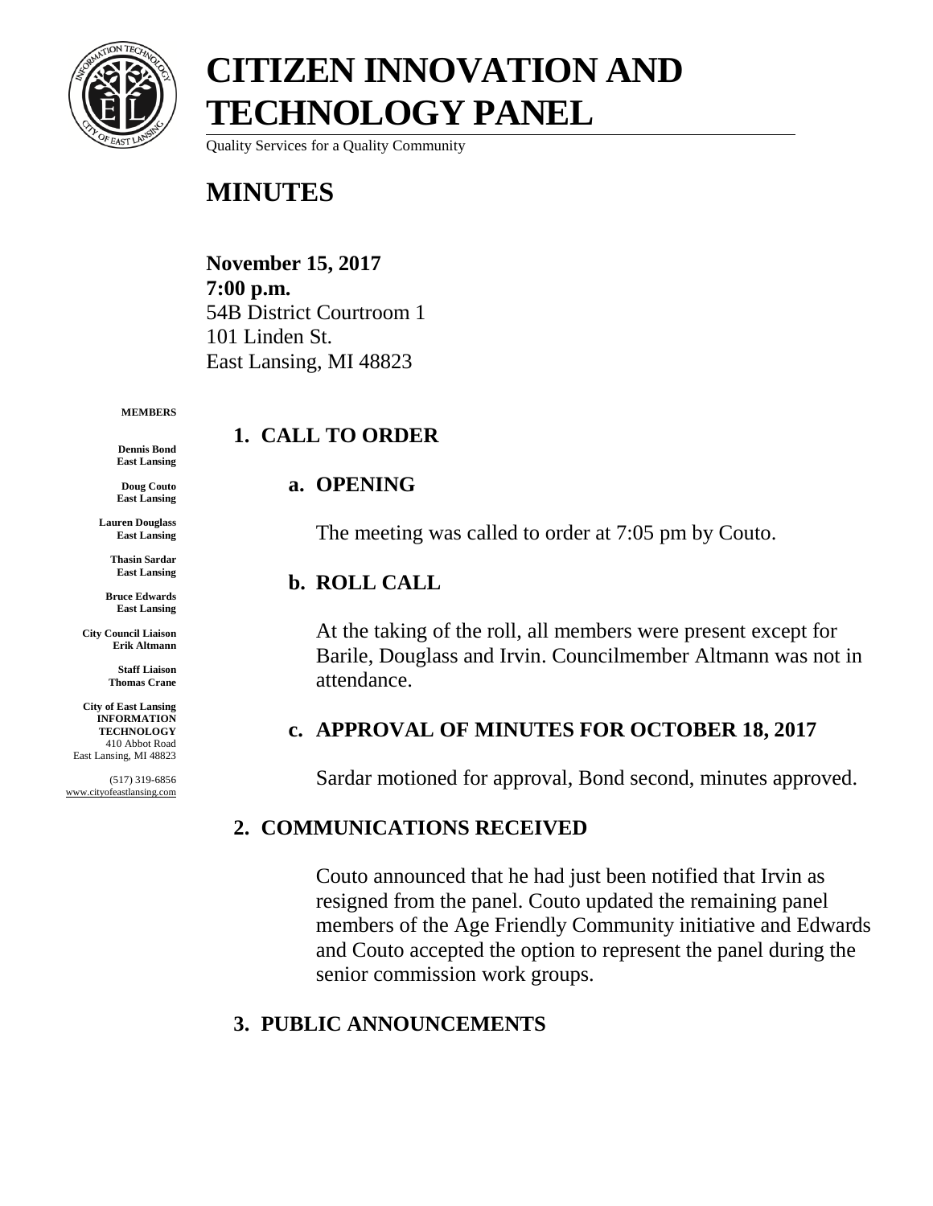# CITIZEN INNOVATION AND TECHNOLOGY PANEL

Quality Services for a Quality Community

# MINUTES

**November 15, 2017**
**7:00 p.m.**
54B District Courtroom 1
101 Linden St.
East Lansing, MI 48823

**MEMBERS**

**Dennis Bond**
**East Lansing**

**Doug Couto**
**East Lansing**

**Lauren Douglass**
**East Lansing**

**Thasin Sardar**
**East Lansing**

**Bruce Edwards**
**East Lansing**

**City Council Liaison**
**Erik Altmann**

**Staff Liaison**
**Thomas Crane**

**City of East Lansing**
**INFORMATION TECHNOLOGY**
410 Abbot Road
East Lansing, MI 48823

(517) 319-6856
www.cityofeastlansing.com

## 1. CALL TO ORDER

### a. OPENING

The meeting was called to order at 7:05 pm by Couto.

### b. ROLL CALL

At the taking of the roll, all members were present except for Barile, Douglass and Irvin. Councilmember Altmann was not in attendance.

### c. APPROVAL OF MINUTES FOR OCTOBER 18, 2017

Sardar motioned for approval, Bond second, minutes approved.

## 2. COMMUNICATIONS RECEIVED

Couto announced that he had just been notified that Irvin as resigned from the panel. Couto updated the remaining panel members of the Age Friendly Community initiative and Edwards and Couto accepted the option to represent the panel during the senior commission work groups.

## 3. PUBLIC ANNOUNCEMENTS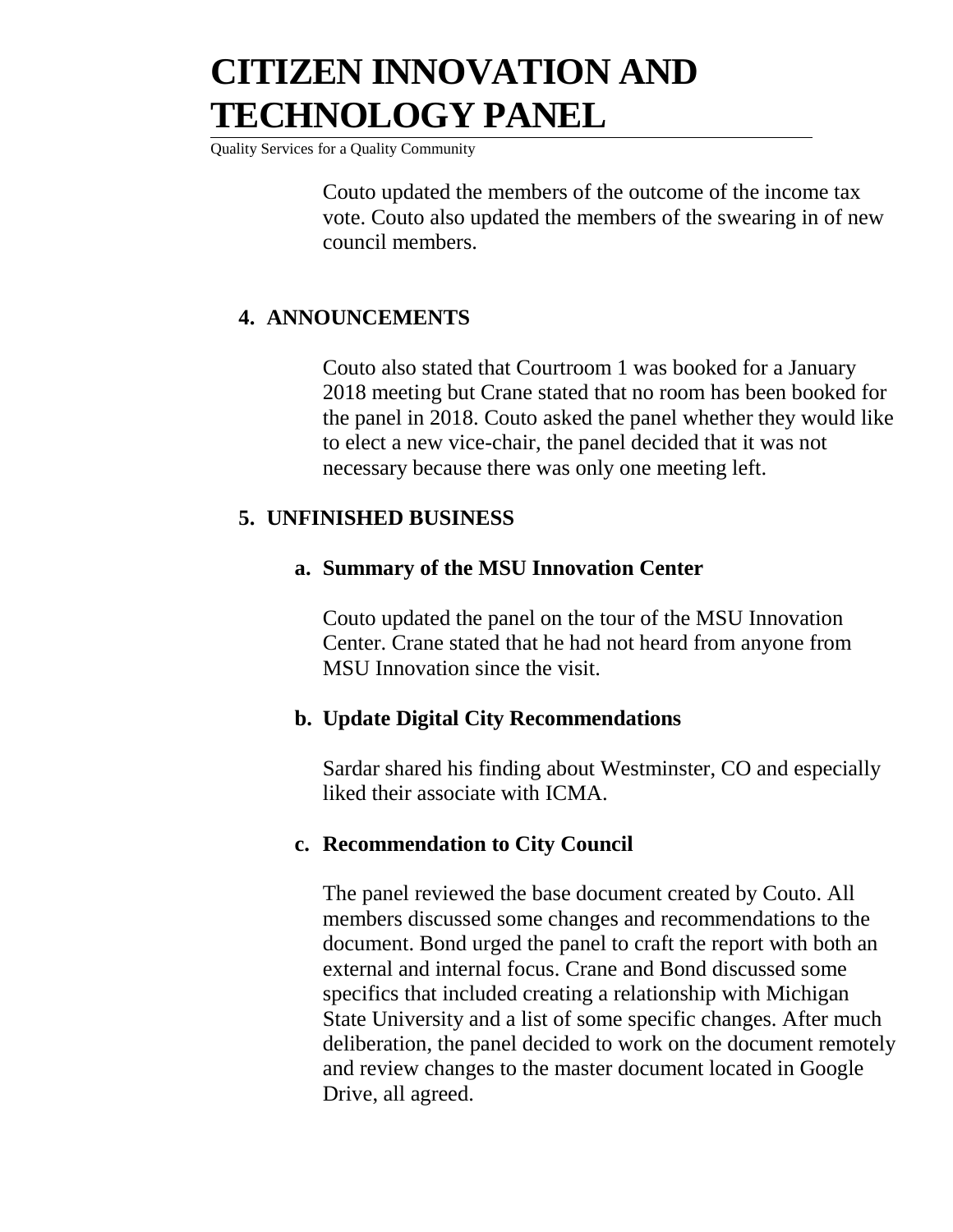Couto updated the members of the outcome of the income tax vote. Couto also updated the members of the swearing in of new council members.

## 4. ANNOUNCEMENTS

Couto also stated that Courtroom 1 was booked for a January 2018 meeting but Crane stated that no room has been booked for the panel in 2018. Couto asked the panel whether they would like to elect a new vice-chair, the panel decided that it was not necessary because there was only one meeting left.

## 5. UNFINISHED BUSINESS

### a. Summary of the MSU Innovation Center

Couto updated the panel on the tour of the MSU Innovation Center. Crane stated that he had not heard from anyone from MSU Innovation since the visit.

### b. Update Digital City Recommendations

Sardar shared his finding about Westminster, CO and especially liked their associate with ICMA.

### c. Recommendation to City Council

The panel reviewed the base document created by Couto. All members discussed some changes and recommendations to the document. Bond urged the panel to craft the report with both an external and internal focus. Crane and Bond discussed some specifics that included creating a relationship with Michigan State University and a list of some specific changes. After much deliberation, the panel decided to work on the document remotely and review changes to the master document located in Google Drive, all agreed.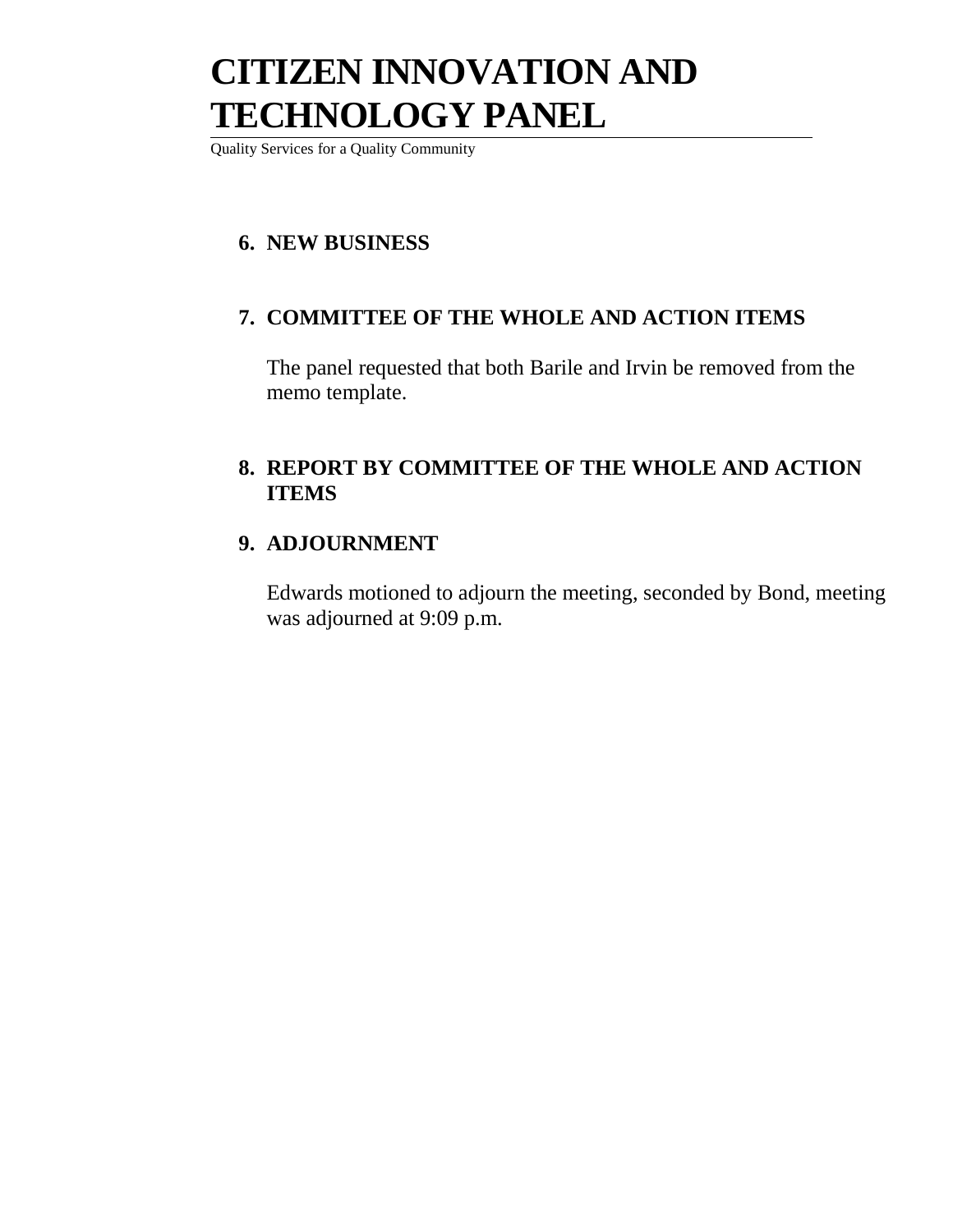# CITIZEN INNOVATION AND TECHNOLOGY PANEL

Quality Services for a Quality Community

6. **NEW BUSINESS**

7. **COMMITTEE OF THE WHOLE AND ACTION ITEMS**

   The panel requested that both Barile and Irvin be removed from the memo template.

8. **REPORT BY COMMITTEE OF THE WHOLE AND ACTION ITEMS**

9. **ADJOURNMENT**

   Edwards motioned to adjourn the meeting, seconded by Bond, meeting was adjourned at 9:09 p.m.